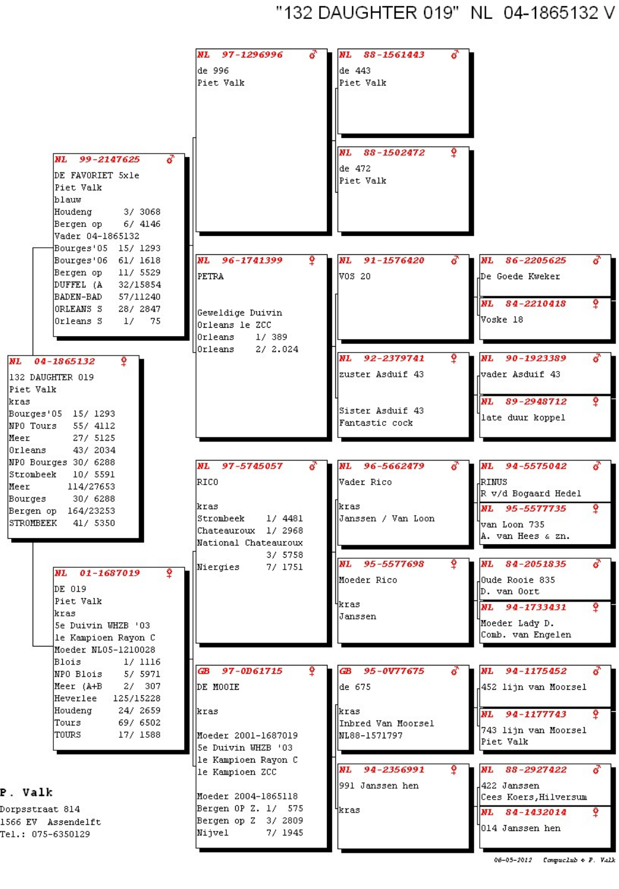# "132 DAUGHTER 019" NL 04-1865132 V

## NL 04-1865132 ♀

132 DAUGHTER 019
Piet Valk
kras

| | |
|---|---|
| Bourges'05 | 15/ 1293 |
| NPO Tours | 55/ 4112 |
| Meer | 27/ 5125 |
| Orleans | 43/ 2034 |
| NPO Bourges | 30/ 6288 |
| Strombeek | 10/ 5591 |
| Meer | 114/27653 |
| Bourges | 30/ 6288 |
| Bergen op | 164/23253 |
| STROMBEEK | 41/ 5350 |

### Father: NL 99-2147625 ♂

DE FAVORIET 5xle
Piet Valk
blauw

| | |
|---|---|
| Houdeng | 3/ 3068 |
| Bergen op | 6/ 4146 |
| Vader 04-1865132 | |
| Bourges'05 | 15/ 1293 |
| Bourges'06 | 61/ 1618 |
| Bergen op | 11/ 5529 |
| DUFFEL (A | 32/15854 |
| BADEN-BAD | 57/11240 |
| ORLEANS S | 28/ 2847 |
| Orleans S | 1/ 75 |

#### NL 97-1296996 ♂

de 996
Piet Valk

- NL 88-1561443 ♂ — de 443, Piet Valk
- NL 88-1502472 ♀ — de 472, Piet Valk

#### NL 96-1741399 ♀

PETRA

Geweldige Duivin
Orleans le ZCC

| | |
|---|---|
| Orleans | 1/ 389 |
| Orleans | 2/ 2.024 |

- NL 91-1576420 ♂ — VOS 20
  - NL 86-2205625 ♂ — De Goede Kweker
  - NL 84-2210418 ♀ — Voske 18
- NL 92-2379741 ♀ — zuster Asduif 43, Sister Asduif 43, Fantastic cock
  - NL 90-1923389 ♂ — vader Asduif 43
  - NL 89-2948712 ♀ — late duur koppel

### Mother: NL 01-1687019 ♀

DE 019
Piet Valk
kras
5e Duivin WHZB '03
le Kampioen Rayon C
Moeder NL05-1210028

| | |
|---|---|
| Blois | 1/ 1116 |
| NPO Blois | 5/ 5971 |
| Meer (A+B | 2/ 307 |
| Heverlee | 125/15228 |
| Houdeng | 24/ 2659 |
| Tours | 69/ 6502 |
| TOURS | 17/ 1588 |

#### NL 97-5745057 ♂

RICO

kras

| | |
|---|---|
| Strombeek | 1/ 4481 |
| Chateauroux | 1/ 2968 |
| National Chateauroux | 3/ 5758 |
| Niergies | 7/ 1751 |

- NL 96-5662479 ♂ — Vader Rico, kras, Janssen / Van Loon
  - NL 94-5575042 ♂ — RINUS, R v/d Bogaard Hedel
  - NL 95-5577735 ♀ — van Loon 735, A. van Hees & zn.
- NL 95-5577698 ♀ — Moeder Rico, kras, Janssen
  - NL 84-2051835 ♂ — Oude Rooie 835, D. van Oort
  - NL 94-1733431 ♀ — Moeder Lady D., Comb. van Engelen

#### GB 97-0D61715 ♀

DE MOOIE

kras

Moeder 2001-1687019
5e Duivin WHZB '03
le Kampioen Rayon C
le Kampioen ZCC

Moeder 2004-1865118

| | |
|---|---|
| Bergen OP Z. | 1/ 575 |
| Bergen op Z | 3/ 2809 |
| Nijvel | 7/ 1945 |

- GB 95-0V77675 ♂ — de 675, kras, Inbred Van Moorsel, NL88-1571797
  - NL 94-1175452 ♂ — 452 lijn van Moorsel
  - NL 94-1177743 ♀ — 743 lijn van Moorsel, Piet Valk
- NL 94-2356991 ♀ — 991 Janssen hen, kras
  - NL 88-2927422 ♂ — 422 Janssen, Cees Koers, Hilversum
  - NL 84-1432014 ♀ — 014 Janssen hen

**P. Valk**
Dorpsstraat 814
1566 EV Assendelft
Tel.: 075-6350129

06-05-2012 Compuclub © P. Valk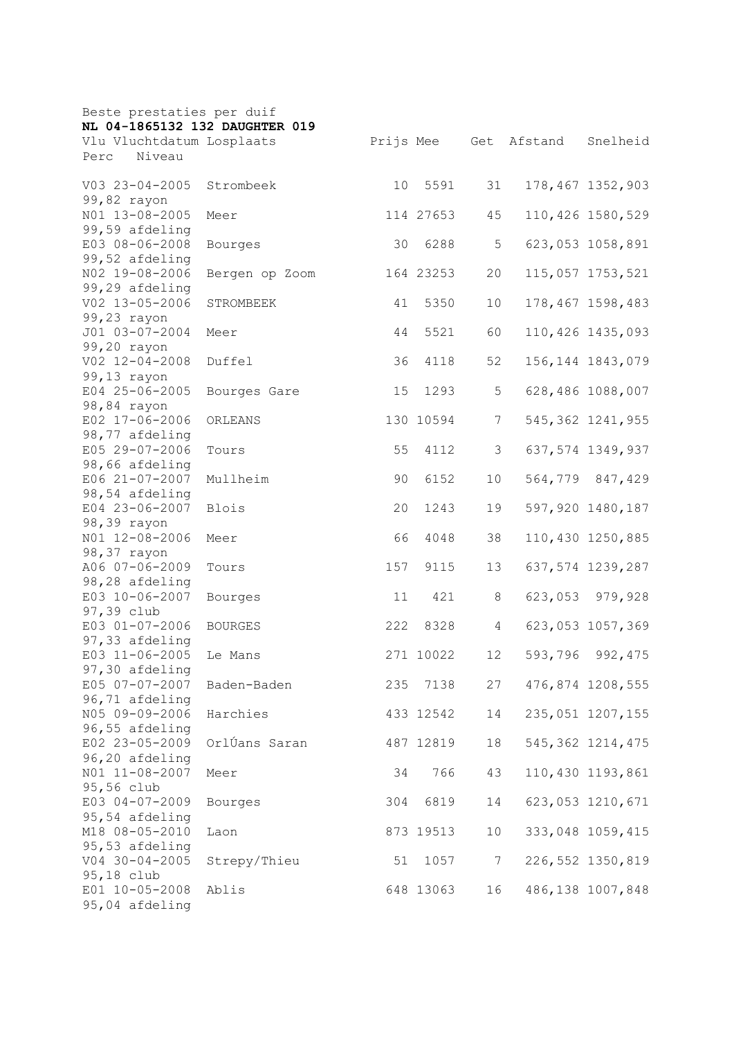Beste prestaties per duif

**NL 04-1865132 132 DAUGHTER 019**

| Vlu | Vluchtdatum | Losplaats | Prijs | Mee | Get | Afstand | Snelheid | Perc | Niveau |
|---|---|---|---|---|---|---|---|---|---|
| V03 | 23-04-2005 | Strombeek | 10 | 5591 | 31 | 178,467 | 1352,903 | 99,82 | rayon |
| N01 | 13-08-2005 | Meer | 114 | 27653 | 45 | 110,426 | 1580,529 | 99,59 | afdeling |
| E03 | 08-06-2008 | Bourges | 30 | 6288 | 5 | 623,053 | 1058,891 | 99,52 | afdeling |
| N02 | 19-08-2006 | Bergen op Zoom | 164 | 23253 | 20 | 115,057 | 1753,521 | 99,29 | afdeling |
| V02 | 13-05-2006 | STROMBEEK | 41 | 5350 | 10 | 178,467 | 1598,483 | 99,23 | rayon |
| J01 | 03-07-2004 | Meer | 44 | 5521 | 60 | 110,426 | 1435,093 | 99,20 | rayon |
| V02 | 12-04-2008 | Duffel | 36 | 4118 | 52 | 156,144 | 1843,079 | 99,13 | rayon |
| E04 | 25-06-2005 | Bourges Gare | 15 | 1293 | 5 | 628,486 | 1088,007 | 98,84 | rayon |
| E02 | 17-06-2006 | ORLEANS | 130 | 10594 | 7 | 545,362 | 1241,955 | 98,77 | afdeling |
| E05 | 29-07-2006 | Tours | 55 | 4112 | 3 | 637,574 | 1349,937 | 98,66 | afdeling |
| E06 | 21-07-2007 | Mullheim | 90 | 6152 | 10 | 564,779 | 847,429 | 98,54 | afdeling |
| E04 | 23-06-2007 | Blois | 20 | 1243 | 19 | 597,920 | 1480,187 | 98,39 | rayon |
| N01 | 12-08-2006 | Meer | 66 | 4048 | 38 | 110,430 | 1250,885 | 98,37 | rayon |
| A06 | 07-06-2009 | Tours | 157 | 9115 | 13 | 637,574 | 1239,287 | 98,28 | afdeling |
| E03 | 10-06-2007 | Bourges | 11 | 421 | 8 | 623,053 | 979,928 | 97,39 | club |
| E03 | 01-07-2006 | BOURGES | 222 | 8328 | 4 | 623,053 | 1057,369 | 97,33 | afdeling |
| E03 | 11-06-2005 | Le Mans | 271 | 10022 | 12 | 593,796 | 992,475 | 97,30 | afdeling |
| E05 | 07-07-2007 | Baden-Baden | 235 | 7138 | 27 | 476,874 | 1208,555 | 96,71 | afdeling |
| N05 | 09-09-2006 | Harchies | 433 | 12542 | 14 | 235,051 | 1207,155 | 96,55 | afdeling |
| E02 | 23-05-2009 | OrlÚans Saran | 487 | 12819 | 18 | 545,362 | 1214,475 | 96,20 | afdeling |
| N01 | 11-08-2007 | Meer | 34 | 766 | 43 | 110,430 | 1193,861 | 95,56 | club |
| E03 | 04-07-2009 | Bourges | 304 | 6819 | 14 | 623,053 | 1210,671 | 95,54 | afdeling |
| M18 | 08-05-2010 | Laon | 873 | 19513 | 10 | 333,048 | 1059,415 | 95,53 | afdeling |
| V04 | 30-04-2005 | Strepy/Thieu | 51 | 1057 | 7 | 226,552 | 1350,819 | 95,18 | club |
| E01 | 10-05-2008 | Ablis | 648 | 13063 | 16 | 486,138 | 1007,848 | 95,04 | afdeling |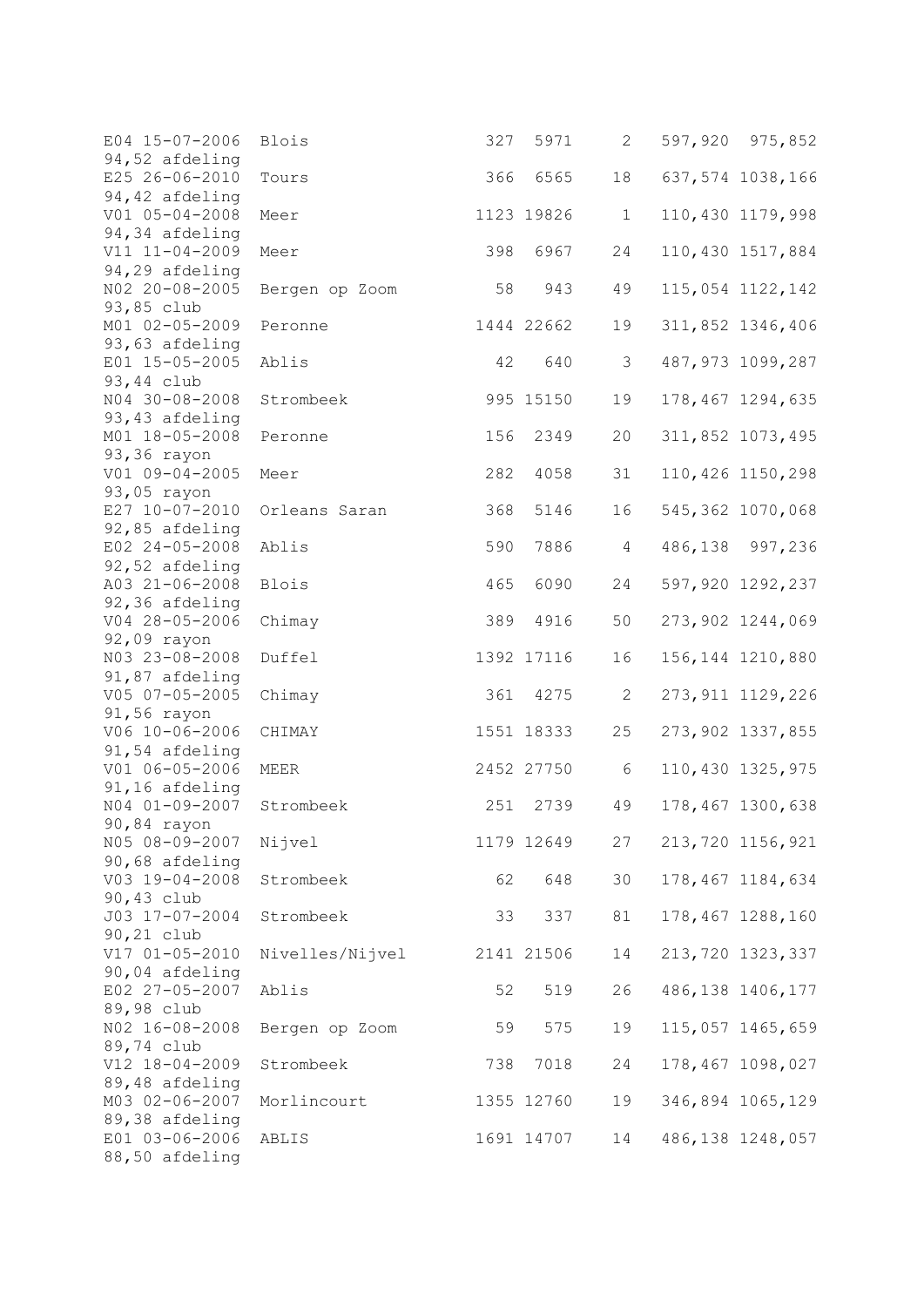```
E04 15-07-2006  Blois              327  5971     2   597,920  975,852
94,52 afdeling
E25 26-06-2010  Tours              366  6565    18   637,574 1038,166
94,42 afdeling
V01 05-04-2008  Meer              1123 19826     1   110,430 1179,998
94,34 afdeling
V11 11-04-2009  Meer               398  6967    24   110,430 1517,884
94,29 afdeling
N02 20-08-2005  Bergen op Zoom      58   943    49   115,054 1122,142
93,85 club
M01 02-05-2009  Peronne           1444 22662    19   311,852 1346,406
93,63 afdeling
E01 15-05-2005  Ablis               42   640     3   487,973 1099,287
93,44 club
N04 30-08-2008  Strombeek          995 15150    19   178,467 1294,635
93,43 afdeling
M01 18-05-2008  Peronne            156  2349    20   311,852 1073,495
93,36 rayon
V01 09-04-2005  Meer               282  4058    31   110,426 1150,298
93,05 rayon
E27 10-07-2010  Orleans Saran      368  5146    16   545,362 1070,068
92,85 afdeling
E02 24-05-2008  Ablis              590  7886     4   486,138  997,236
92,52 afdeling
A03 21-06-2008  Blois              465  6090    24   597,920 1292,237
92,36 afdeling
V04 28-05-2006  Chimay             389  4916    50   273,902 1244,069
92,09 rayon
N03 23-08-2008  Duffel            1392 17116    16   156,144 1210,880
91,87 afdeling
V05 07-05-2005  Chimay             361  4275     2   273,911 1129,226
91,56 rayon
V06 10-06-2006  CHIMAY            1551 18333    25   273,902 1337,855
91,54 afdeling
V01 06-05-2006  MEER              2452 27750     6   110,430 1325,975
91,16 afdeling
N04 01-09-2007  Strombeek          251  2739    49   178,467 1300,638
90,84 rayon
N05 08-09-2007  Nijvel            1179 12649    27   213,720 1156,921
90,68 afdeling
V03 19-04-2008  Strombeek           62   648    30   178,467 1184,634
90,43 club
J03 17-07-2004  Strombeek           33   337    81   178,467 1288,160
90,21 club
V17 01-05-2010  Nivelles/Nijvel   2141 21506    14   213,720 1323,337
90,04 afdeling
E02 27-05-2007  Ablis               52   519    26   486,138 1406,177
89,98 club
N02 16-08-2008  Bergen op Zoom      59   575    19   115,057 1465,659
89,74 club
V12 18-04-2009  Strombeek          738  7018    24   178,467 1098,027
89,48 afdeling
M03 02-06-2007  Morlincourt       1355 12760    19   346,894 1065,129
89,38 afdeling
E01 03-06-2006  ABLIS             1691 14707    14   486,138 1248,057
88,50 afdeling
```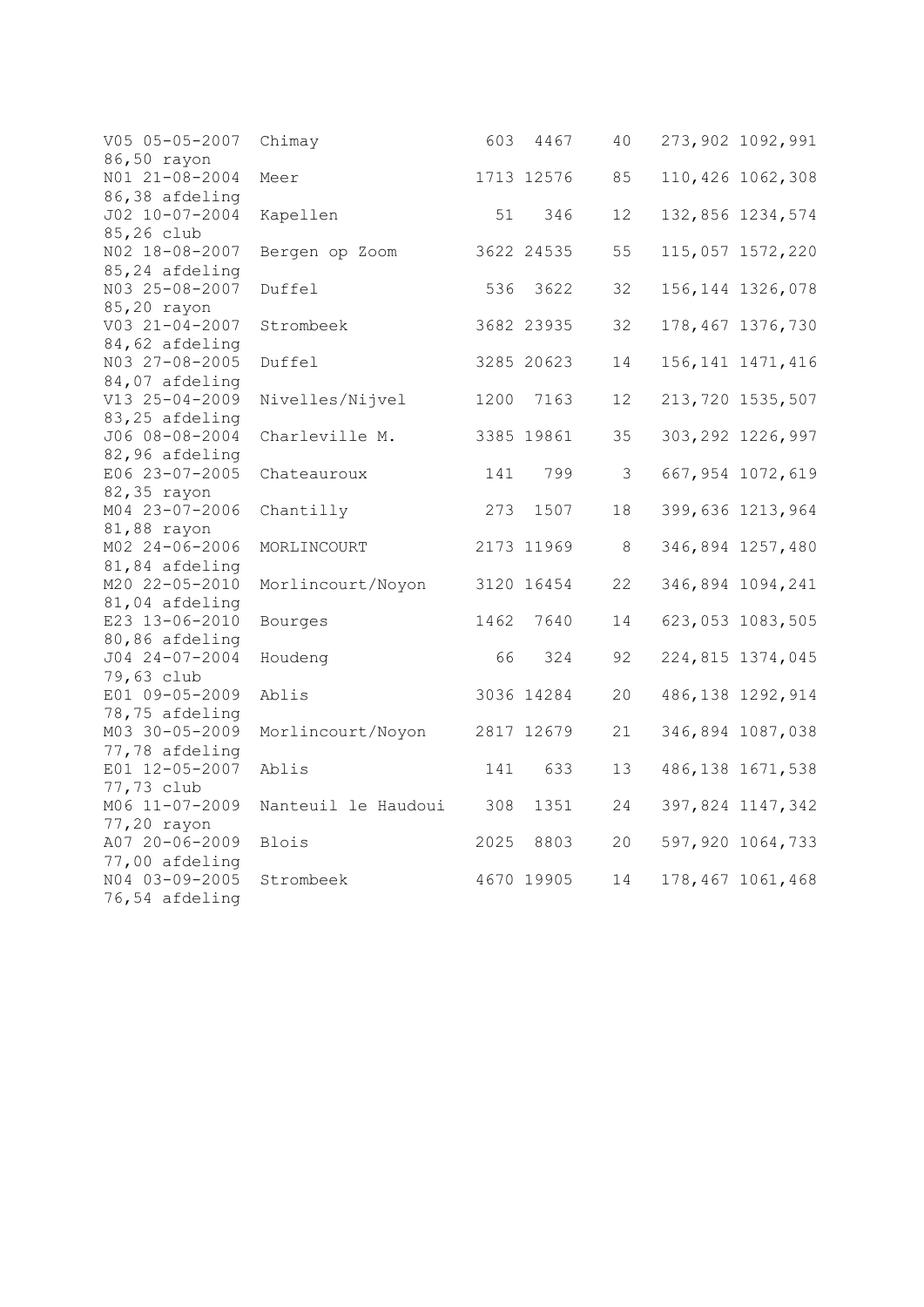| | | | | | | |
|---|---|---|---|---|---|---|
| V05 05-05-2007 86,50 rayon | Chimay | 603 | 4467 | 40 | 273,902 | 1092,991 |
| N01 21-08-2004 86,38 afdeling | Meer | 1713 | 12576 | 85 | 110,426 | 1062,308 |
| J02 10-07-2004 85,26 club | Kapellen | 51 | 346 | 12 | 132,856 | 1234,574 |
| N02 18-08-2007 85,24 afdeling | Bergen op Zoom | 3622 | 24535 | 55 | 115,057 | 1572,220 |
| N03 25-08-2007 85,20 rayon | Duffel | 536 | 3622 | 32 | 156,144 | 1326,078 |
| V03 21-04-2007 84,62 afdeling | Strombeek | 3682 | 23935 | 32 | 178,467 | 1376,730 |
| N03 27-08-2005 84,07 afdeling | Duffel | 3285 | 20623 | 14 | 156,141 | 1471,416 |
| V13 25-04-2009 83,25 afdeling | Nivelles/Nijvel | 1200 | 7163 | 12 | 213,720 | 1535,507 |
| J06 08-08-2004 82,96 afdeling | Charleville M. | 3385 | 19861 | 35 | 303,292 | 1226,997 |
| E06 23-07-2005 82,35 rayon | Chateauroux | 141 | 799 | 3 | 667,954 | 1072,619 |
| M04 23-07-2006 81,88 rayon | Chantilly | 273 | 1507 | 18 | 399,636 | 1213,964 |
| M02 24-06-2006 81,84 afdeling | MORLINCOURT | 2173 | 11969 | 8 | 346,894 | 1257,480 |
| M20 22-05-2010 81,04 afdeling | Morlincourt/Noyon | 3120 | 16454 | 22 | 346,894 | 1094,241 |
| E23 13-06-2010 80,86 afdeling | Bourges | 1462 | 7640 | 14 | 623,053 | 1083,505 |
| J04 24-07-2004 79,63 club | Houdeng | 66 | 324 | 92 | 224,815 | 1374,045 |
| E01 09-05-2009 78,75 afdeling | Ablis | 3036 | 14284 | 20 | 486,138 | 1292,914 |
| M03 30-05-2009 77,78 afdeling | Morlincourt/Noyon | 2817 | 12679 | 21 | 346,894 | 1087,038 |
| E01 12-05-2007 77,73 club | Ablis | 141 | 633 | 13 | 486,138 | 1671,538 |
| M06 11-07-2009 77,20 rayon | Nanteuil le Haudoui | 308 | 1351 | 24 | 397,824 | 1147,342 |
| A07 20-06-2009 77,00 afdeling | Blois | 2025 | 8803 | 20 | 597,920 | 1064,733 |
| N04 03-09-2005 76,54 afdeling | Strombeek | 4670 | 19905 | 14 | 178,467 | 1061,468 |